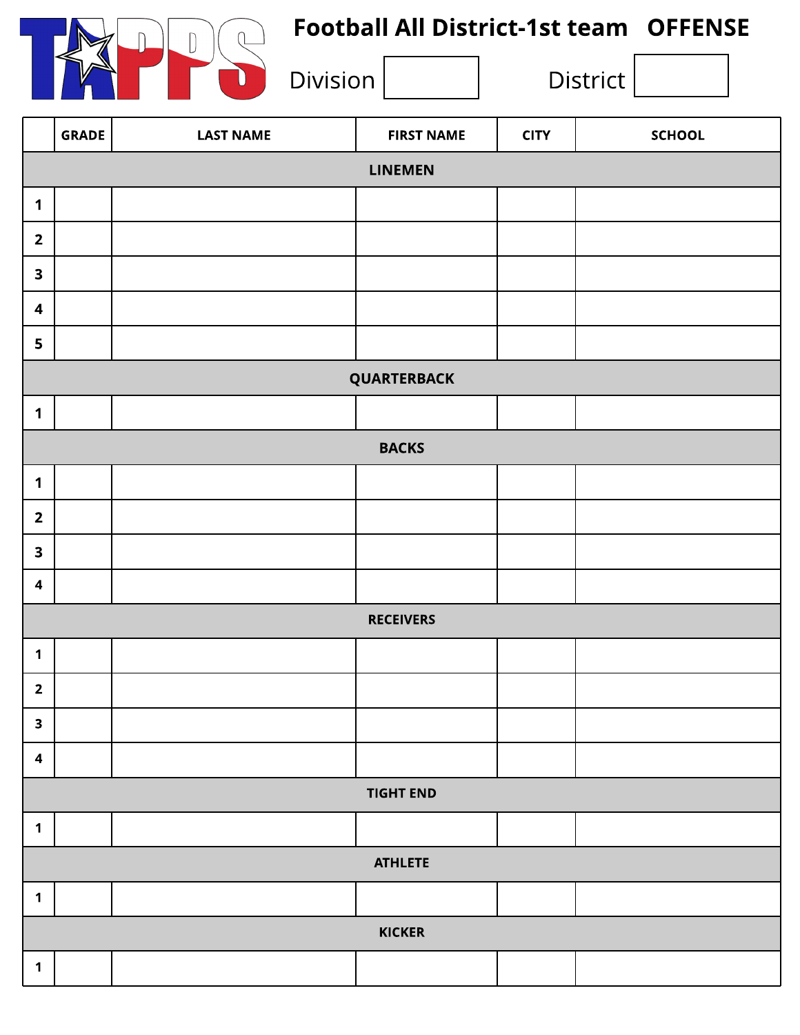# TAPPS Football All District-1st team OFFENSE

Division

District

| | GRADE | LAST NAME | FIRST NAME | CITY | SCHOOL |
|---|---|---|---|---|---|
| **LINEMEN** | | | | | |
| 1 | | | | | |
| 2 | | | | | |
| 3 | | | | | |
| 4 | | | | | |
| 5 | | | | | |
| **QUARTERBACK** | | | | | |
| 1 | | | | | |
| **BACKS** | | | | | |
| 1 | | | | | |
| 2 | | | | | |
| 3 | | | | | |
| 4 | | | | | |
| **RECEIVERS** | | | | | |
| 1 | | | | | |
| 2 | | | | | |
| 3 | | | | | |
| 4 | | | | | |
| **TIGHT END** | | | | | |
| 1 | | | | | |
| **ATHLETE** | | | | | |
| 1 | | | | | |
| **KICKER** | | | | | |
| 1 | | | | | |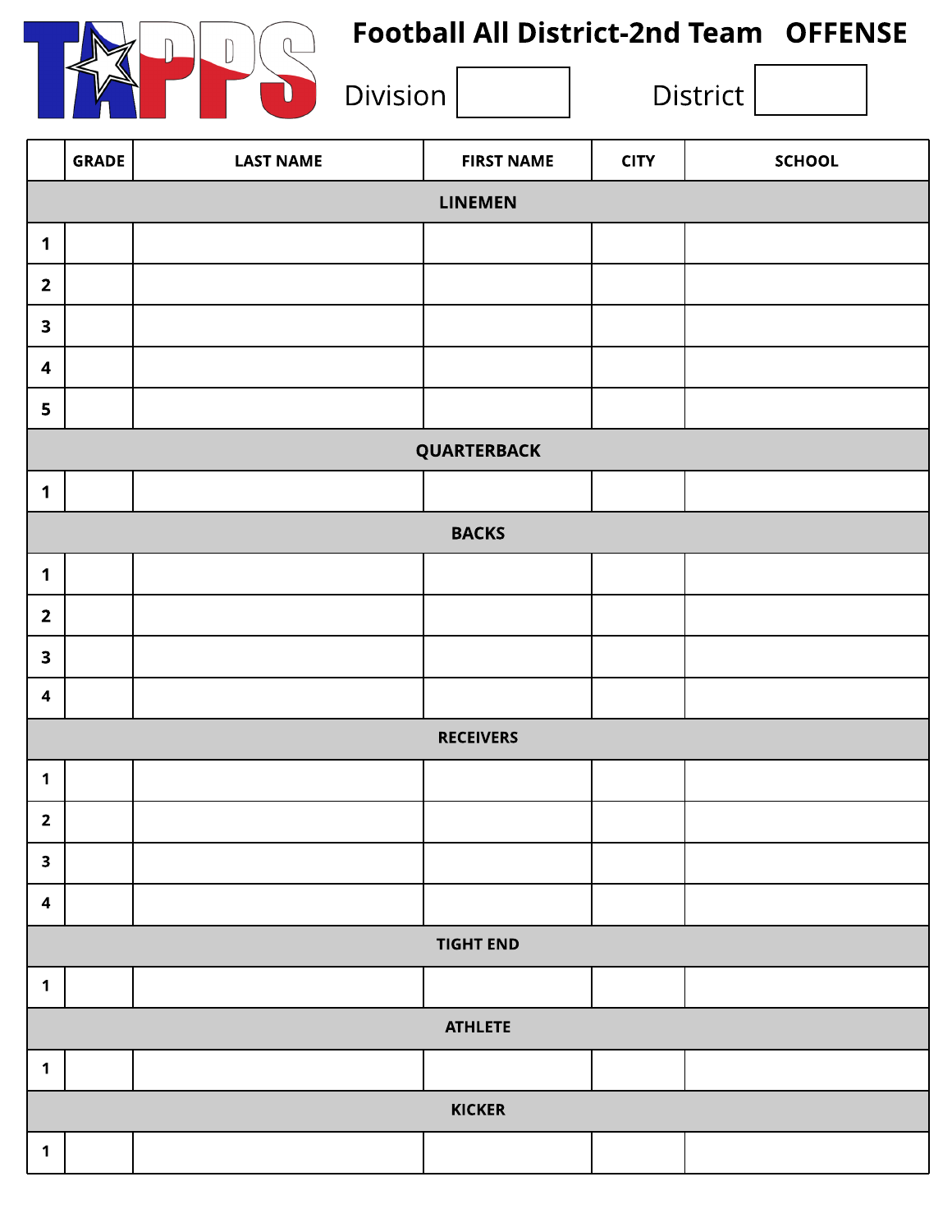# TAPPS

## Football All District-2nd Team OFFENSE

Division ______ District ______

| | GRADE | LAST NAME | FIRST NAME | CITY | SCHOOL |
|---|---|---|---|---|---|
| **LINEMEN** | | | | | |
| 1 | | | | | |
| 2 | | | | | |
| 3 | | | | | |
| 4 | | | | | |
| 5 | | | | | |
| **QUARTERBACK** | | | | | |
| 1 | | | | | |
| **BACKS** | | | | | |
| 1 | | | | | |
| 2 | | | | | |
| 3 | | | | | |
| 4 | | | | | |
| **RECEIVERS** | | | | | |
| 1 | | | | | |
| 2 | | | | | |
| 3 | | | | | |
| 4 | | | | | |
| **TIGHT END** | | | | | |
| 1 | | | | | |
| **ATHLETE** | | | | | |
| 1 | | | | | |
| **KICKER** | | | | | |
| 1 | | | | | |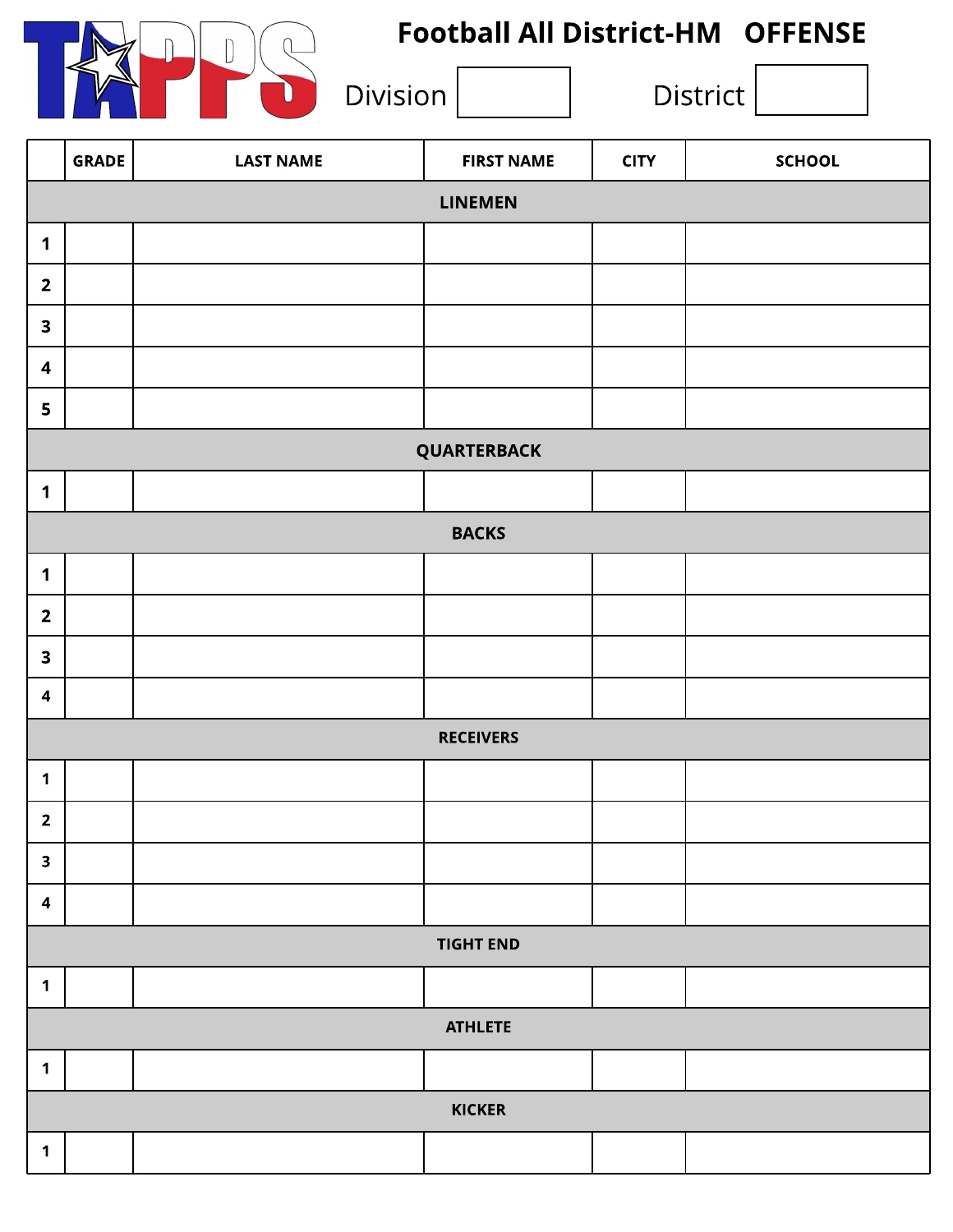# TAPPS Football All District-HM OFFENSE

Division ______ District ______

| | GRADE | LAST NAME | FIRST NAME | CITY | SCHOOL |
|---|---|---|---|---|---|
| **LINEMEN** | | | | | |
| 1 | | | | | |
| 2 | | | | | |
| 3 | | | | | |
| 4 | | | | | |
| 5 | | | | | |
| **QUARTERBACK** | | | | | |
| 1 | | | | | |
| **BACKS** | | | | | |
| 1 | | | | | |
| 2 | | | | | |
| 3 | | | | | |
| 4 | | | | | |
| **RECEIVERS** | | | | | |
| 1 | | | | | |
| 2 | | | | | |
| 3 | | | | | |
| 4 | | | | | |
| **TIGHT END** | | | | | |
| 1 | | | | | |
| **ATHLETE** | | | | | |
| 1 | | | | | |
| **KICKER** | | | | | |
| 1 | | | | | |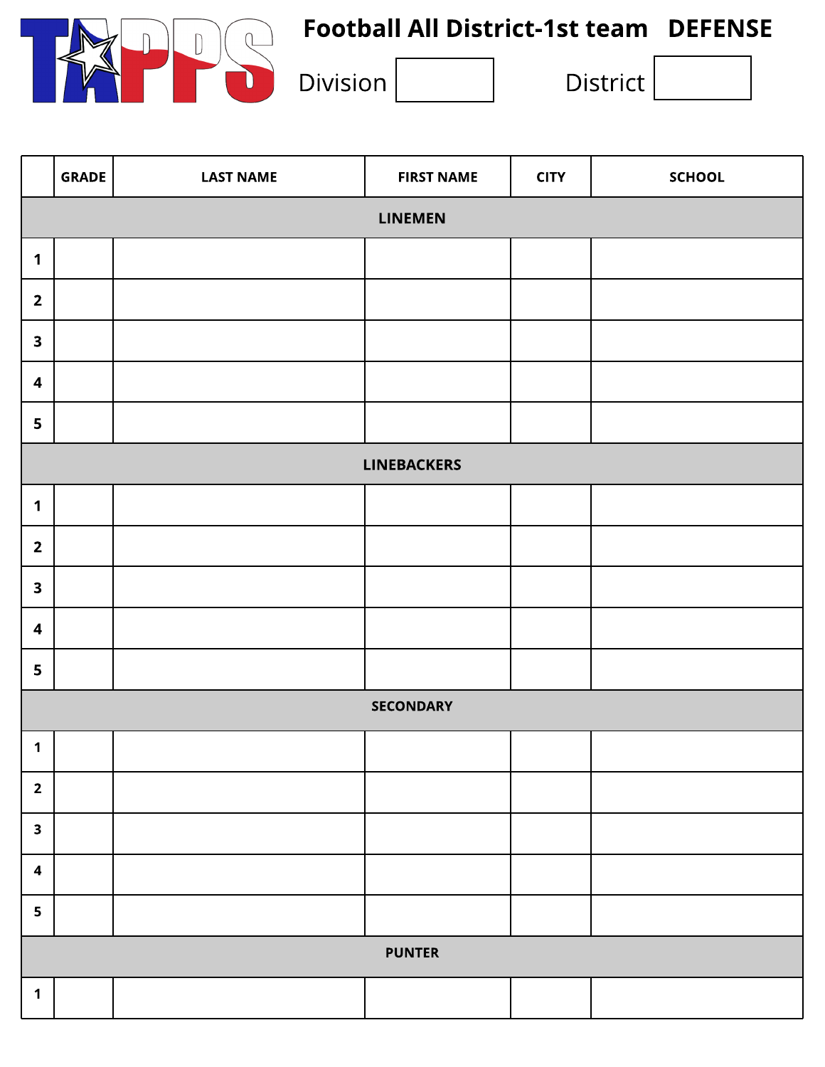# TAPPS Football All District-1st team DEFENSE

Division

District

| | GRADE | LAST NAME | FIRST NAME | CITY | SCHOOL |
|---|---|---|---|---|---|
| **LINEMEN** | | | | | |
| 1 | | | | | |
| 2 | | | | | |
| 3 | | | | | |
| 4 | | | | | |
| 5 | | | | | |
| **LINEBACKERS** | | | | | |
| 1 | | | | | |
| 2 | | | | | |
| 3 | | | | | |
| 4 | | | | | |
| 5 | | | | | |
| **SECONDARY** | | | | | |
| 1 | | | | | |
| 2 | | | | | |
| 3 | | | | | |
| 4 | | | | | |
| 5 | | | | | |
| **PUNTER** | | | | | |
| 1 | | | | | |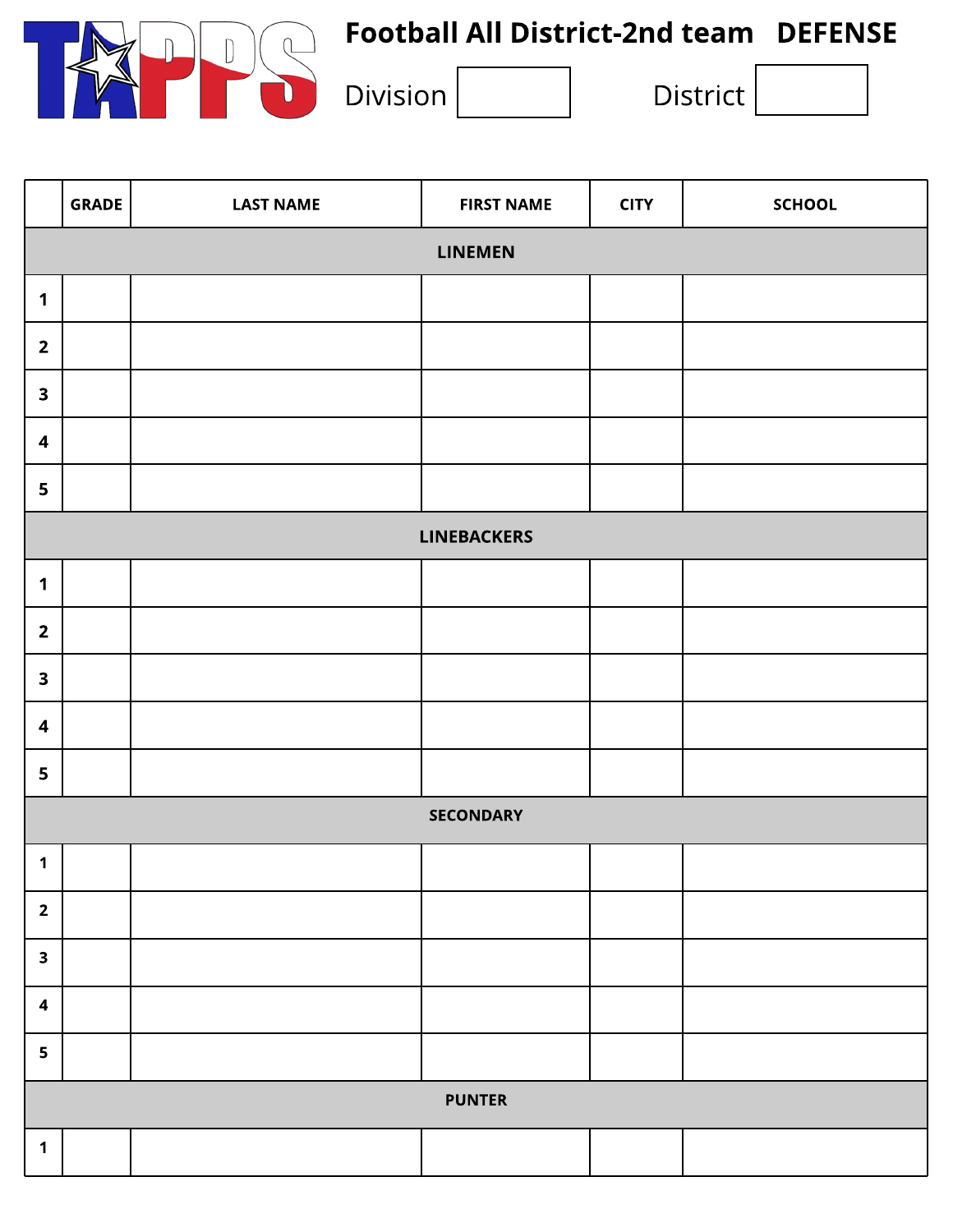# TAPPS Football All District-2nd team DEFENSE

Division | | District | |

| | GRADE | LAST NAME | FIRST NAME | CITY | SCHOOL |
|---|---|---|---|---|---|
| **LINEMEN** | | | | | |
| 1 | | | | | |
| 2 | | | | | |
| 3 | | | | | |
| 4 | | | | | |
| 5 | | | | | |
| **LINEBACKERS** | | | | | |
| 1 | | | | | |
| 2 | | | | | |
| 3 | | | | | |
| 4 | | | | | |
| 5 | | | | | |
| **SECONDARY** | | | | | |
| 1 | | | | | |
| 2 | | | | | |
| 3 | | | | | |
| 4 | | | | | |
| 5 | | | | | |
| **PUNTER** | | | | | |
| 1 | | | | | |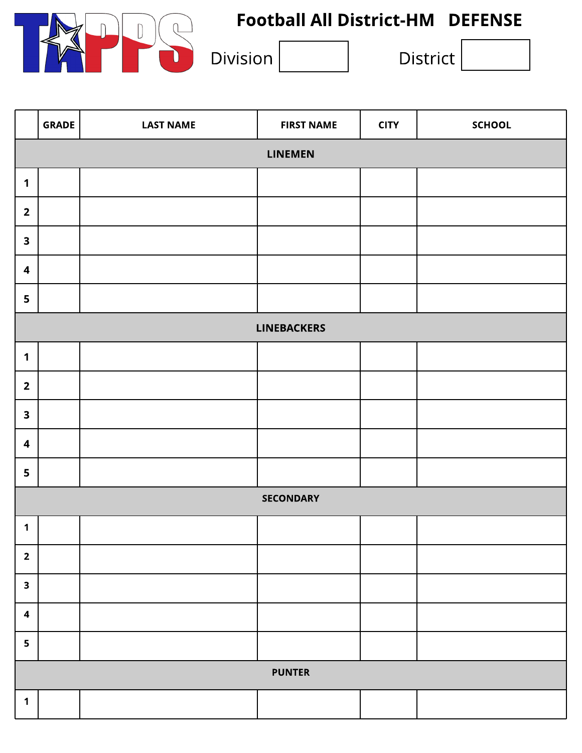TAPPS

# Football All District-HM DEFENSE

Division ______ District ______

| | GRADE | LAST NAME | FIRST NAME | CITY | SCHOOL |
|---|---|---|---|---|---|
| **LINEMEN** | | | | | |
| 1 | | | | | |
| 2 | | | | | |
| 3 | | | | | |
| 4 | | | | | |
| 5 | | | | | |
| **LINEBACKERS** | | | | | |
| 1 | | | | | |
| 2 | | | | | |
| 3 | | | | | |
| 4 | | | | | |
| 5 | | | | | |
| **SECONDARY** | | | | | |
| 1 | | | | | |
| 2 | | | | | |
| 3 | | | | | |
| 4 | | | | | |
| 5 | | | | | |
| **PUNTER** | | | | | |
| 1 | | | | | |